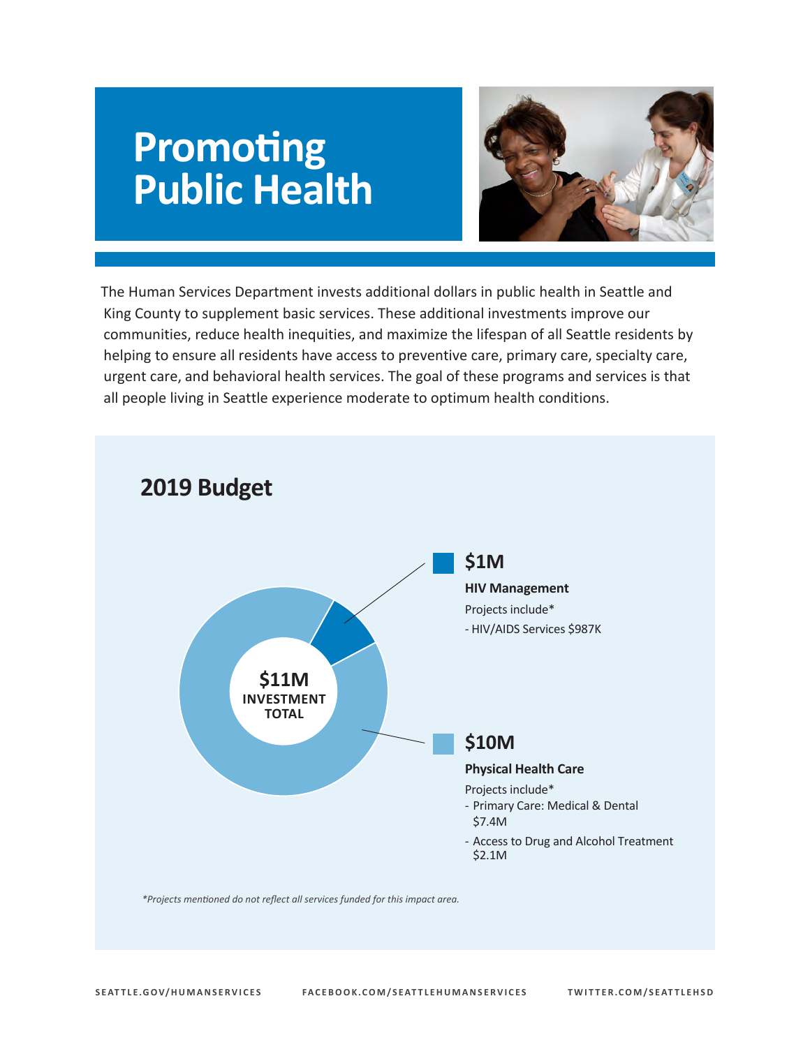# Promoting Public Health

The Human Services Department invests additional dollars in public health in Seattle and King County to supplement basic services. These additional investments improve our communities, reduce health inequities, and maximize the lifespan of all Seattle residents by helping to ensure all residents have access to preventive care, primary care, specialty care, urgent care, and behavioral health services. The goal of these programs and services is that all people living in Seattle experience moderate to optimum health conditions.

## 2019 Budget

**$11M INVESTMENT TOTAL**

**$1M**

**HIV Management**

Projects include*

- HIV/AIDS Services $987K

**$10M**

**Physical Health Care**

Projects include*

- Primary Care: Medical & Dental $7.4M
- Access to Drug and Alcohol Treatment $2.1M

*\*Projects mentioned do not reflect all services funded for this impact area.*

SEATTLE.GOV/HUMANSERVICES    FACEBOOK.COM/SEATTLEHUMANSERVICES    TWITTER.COM/SEATTLEHSD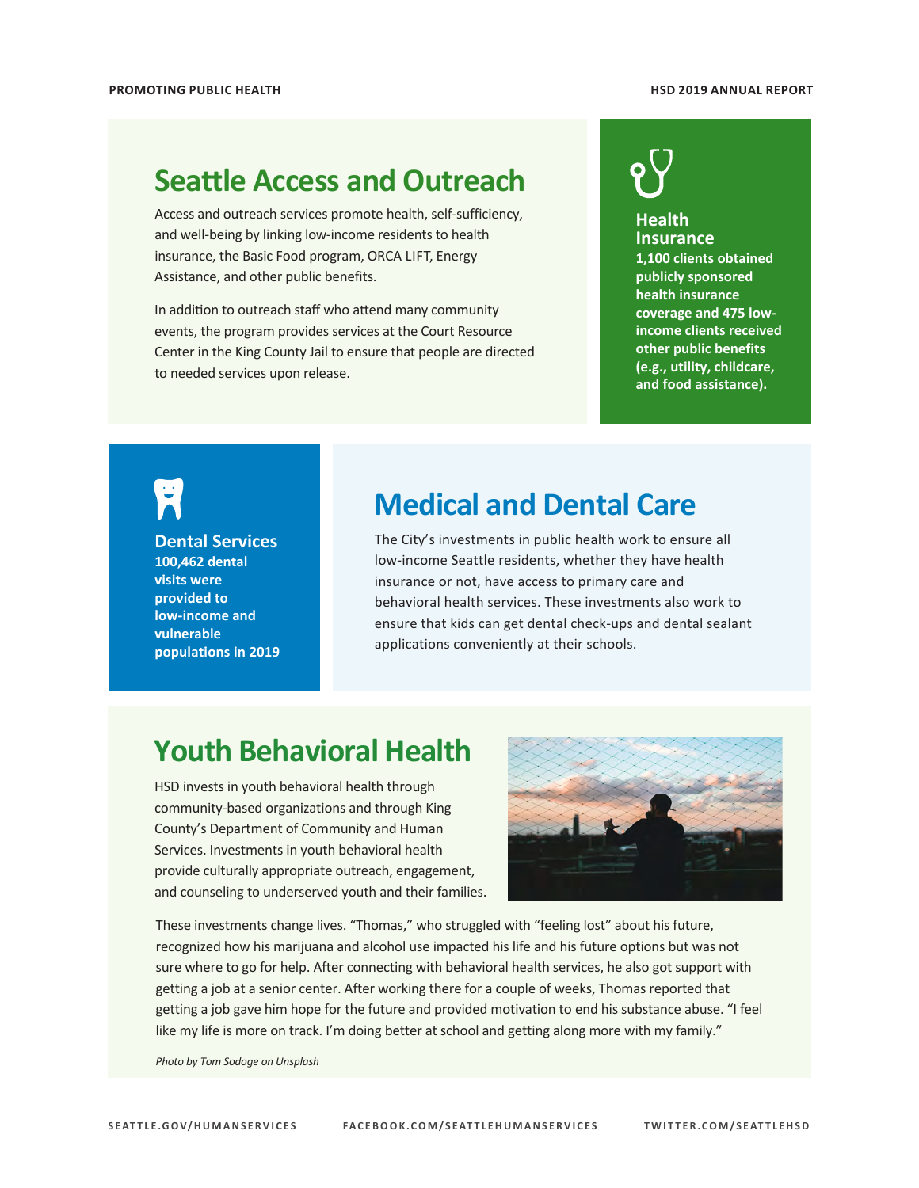## Seattle Access and Outreach

Access and outreach services promote health, self-sufficiency, and well-being by linking low-income residents to health insurance, the Basic Food program, ORCA LIFT, Energy Assistance, and other public benefits.

In addition to outreach staff who attend many community events, the program provides services at the Court Resource Center in the King County Jail to ensure that people are directed to needed services upon release.

### Health Insurance

**1,100 clients obtained publicly sponsored health insurance coverage and 475 low-income clients received other public benefits (e.g., utility, childcare, and food assistance).**

### Dental Services

**100,462 dental visits were provided to low-income and vulnerable populations in 2019**

## Medical and Dental Care

The City's investments in public health work to ensure all low-income Seattle residents, whether they have health insurance or not, have access to primary care and behavioral health services. These investments also work to ensure that kids can get dental check-ups and dental sealant applications conveniently at their schools.

## Youth Behavioral Health

HSD invests in youth behavioral health through community-based organizations and through King County's Department of Community and Human Services. Investments in youth behavioral health provide culturally appropriate outreach, engagement, and counseling to underserved youth and their families.

These investments change lives. "Thomas," who struggled with "feeling lost" about his future, recognized how his marijuana and alcohol use impacted his life and his future options but was not sure where to go for help. After connecting with behavioral health services, he also got support with getting a job at a senior center. After working there for a couple of weeks, Thomas reported that getting a job gave him hope for the future and provided motivation to end his substance abuse. "I feel like my life is more on track. I'm doing better at school and getting along more with my family."

*Photo by Tom Sodoge on Unsplash*